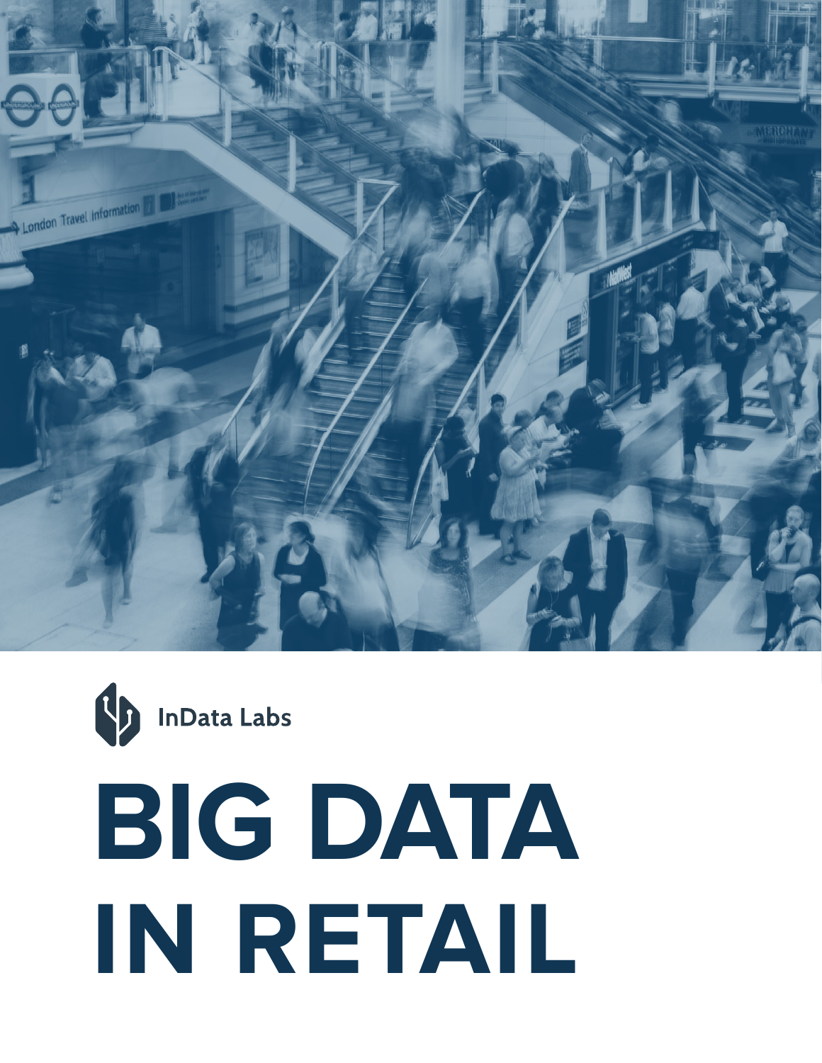InData Labs

# BIG DATA IN RETAIL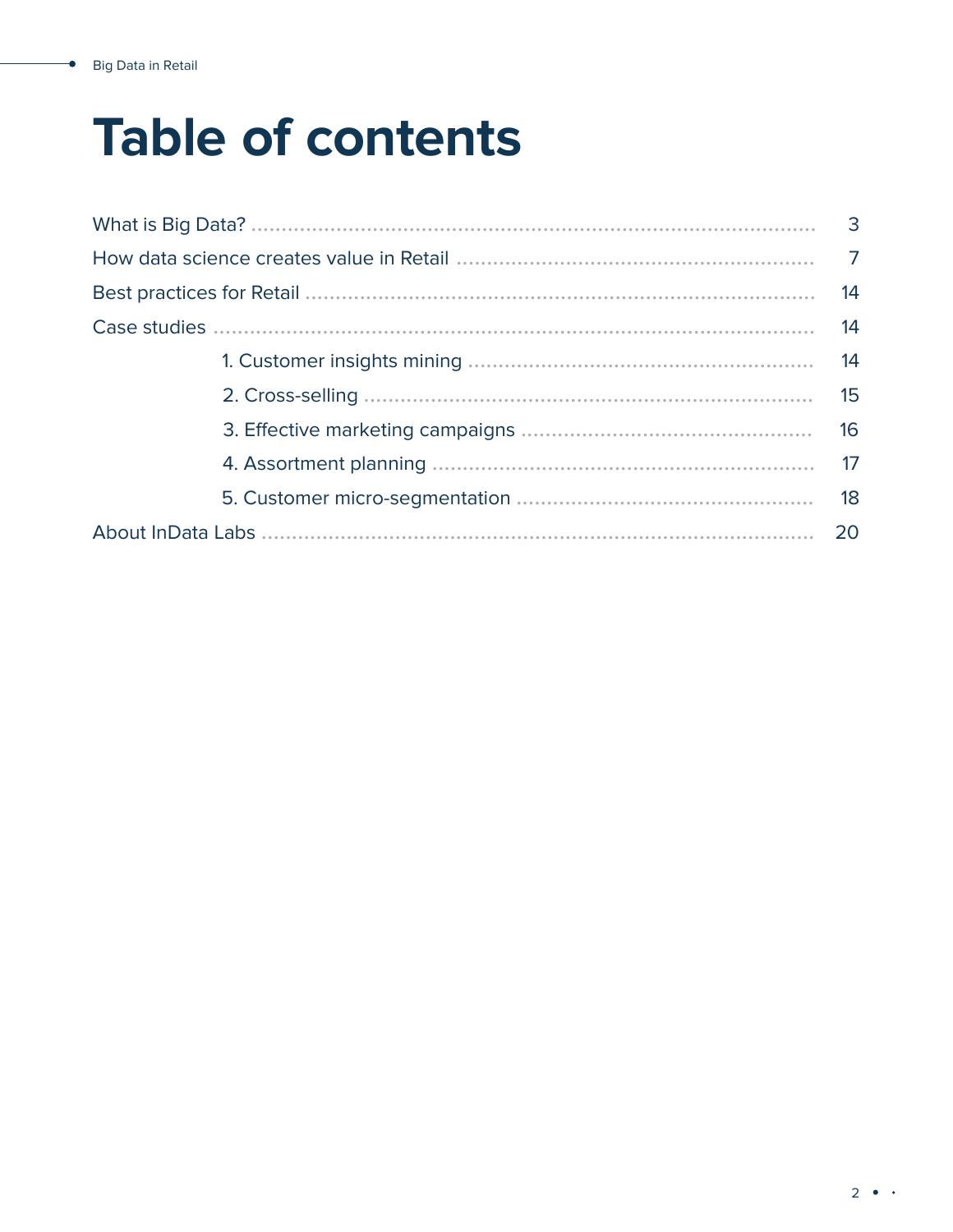# Table of contents

| | |
|---|---|
| What is Big Data? | 3 |
| How data science creates value in Retail | 7 |
| Best practices for Retail | 14 |
| Case studies | 14 |
| 1. Customer insights mining | 14 |
| 2. Cross-selling | 15 |
| 3. Effective marketing campaigns | 16 |
| 4. Assortment planning | 17 |
| 5. Customer micro-segmentation | 18 |
| About InData Labs | 20 |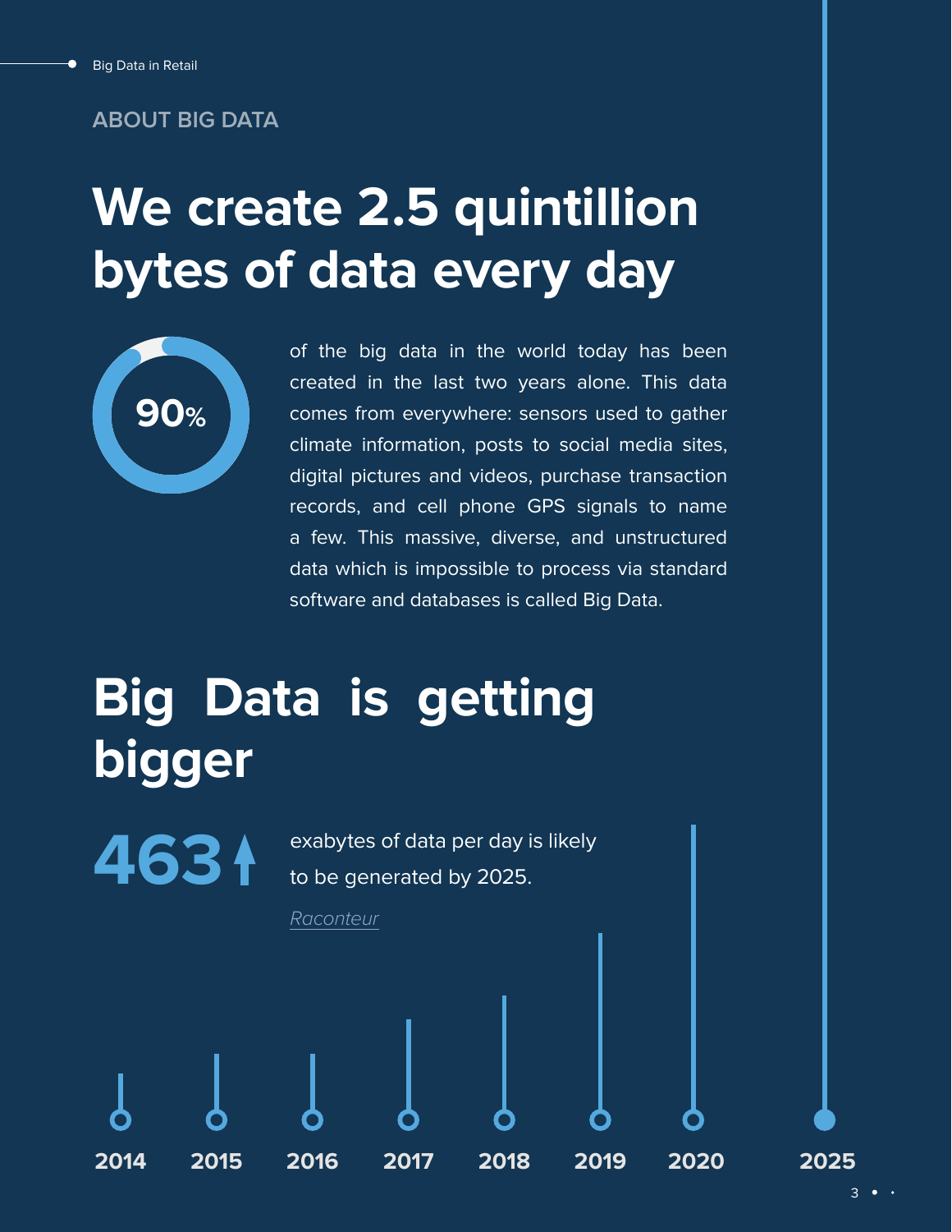ABOUT BIG DATA

# We create 2.5 quintillion bytes of data every day

**90%** of the big data in the world today has been created in the last two years alone. This data comes from everywhere: sensors used to gather climate information, posts to social media sites, digital pictures and videos, purchase transaction records, and cell phone GPS signals to name a few. This massive, diverse, and unstructured data which is impossible to process via standard software and databases is called Big Data.

# Big Data is getting bigger

**463** exabytes of data per day is likely to be generated by 2025.

*Raconteur*

2014 2015 2016 2017 2018 2019 2020 2025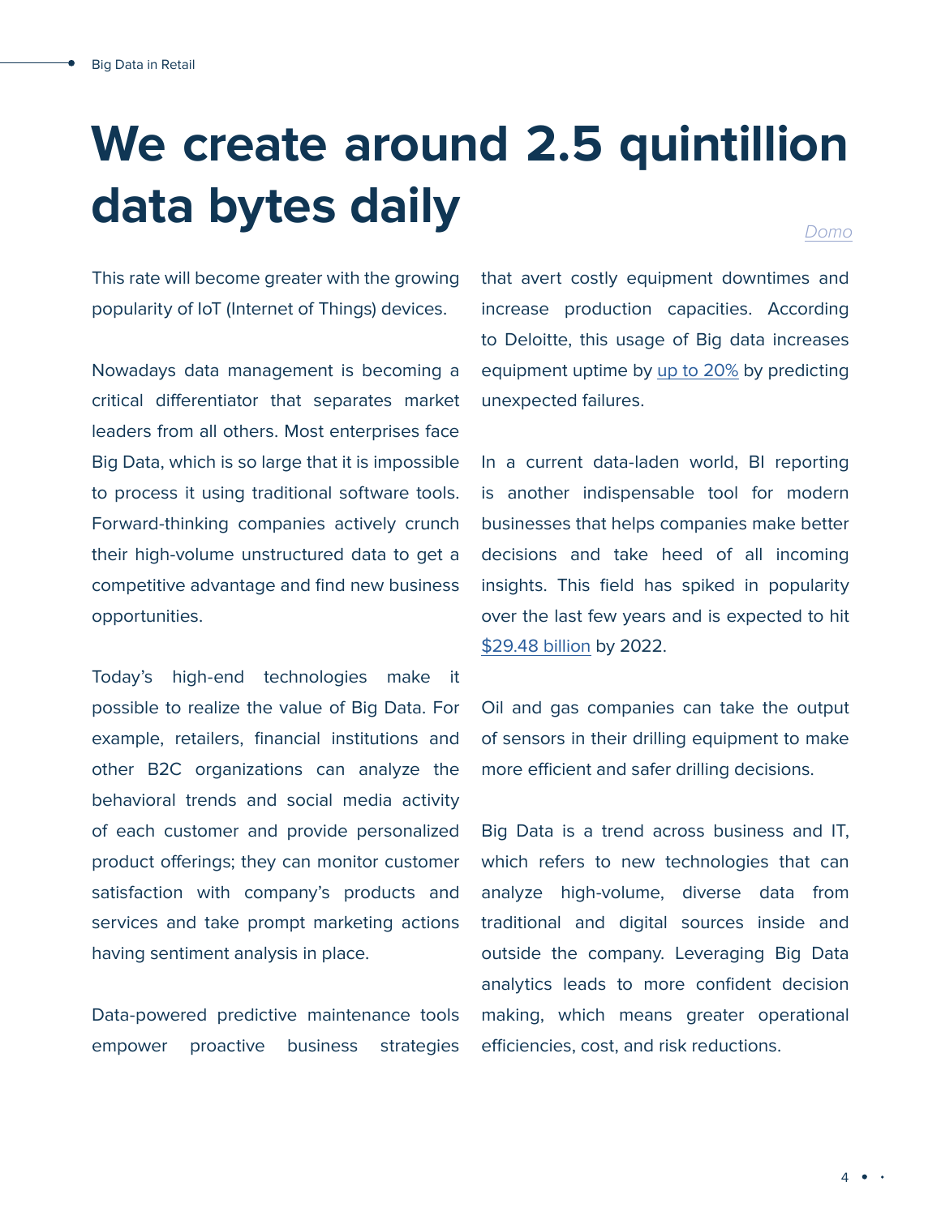# We create around 2.5 quintillion data bytes daily

Domo

This rate will become greater with the growing popularity of IoT (Internet of Things) devices.

Nowadays data management is becoming a critical differentiator that separates market leaders from all others. Most enterprises face Big Data, which is so large that it is impossible to process it using traditional software tools. Forward-thinking companies actively crunch their high-volume unstructured data to get a competitive advantage and find new business opportunities.

Today's high-end technologies make it possible to realize the value of Big Data. For example, retailers, financial institutions and other B2C organizations can analyze the behavioral trends and social media activity of each customer and provide personalized product offerings; they can monitor customer satisfaction with company's products and services and take prompt marketing actions having sentiment analysis in place.

Data-powered predictive maintenance tools empower proactive business strategies that avert costly equipment downtimes and increase production capacities. According to Deloitte, this usage of Big data increases equipment uptime by up to 20% by predicting unexpected failures.

In a current data-laden world, BI reporting is another indispensable tool for modern businesses that helps companies make better decisions and take heed of all incoming insights. This field has spiked in popularity over the last few years and is expected to hit $29.48 billion by 2022.

Oil and gas companies can take the output of sensors in their drilling equipment to make more efficient and safer drilling decisions.

Big Data is a trend across business and IT, which refers to new technologies that can analyze high-volume, diverse data from traditional and digital sources inside and outside the company. Leveraging Big Data analytics leads to more confident decision making, which means greater operational efficiencies, cost, and risk reductions.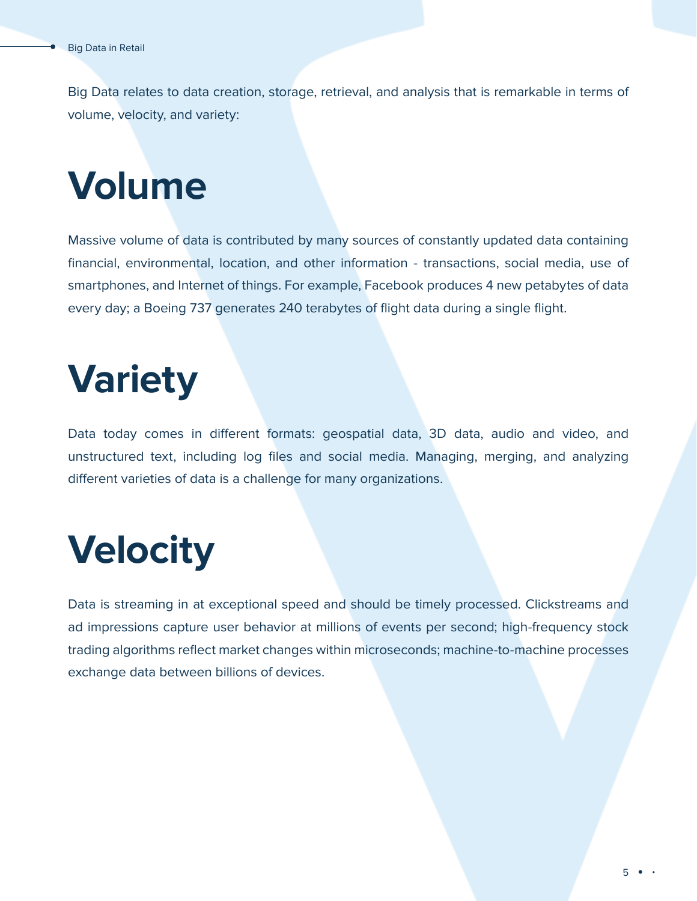Big Data relates to data creation, storage, retrieval, and analysis that is remarkable in terms of volume, velocity, and variety:

# Volume

Massive volume of data is contributed by many sources of constantly updated data containing financial, environmental, location, and other information - transactions, social media, use of smartphones, and Internet of things. For example, Facebook produces 4 new petabytes of data every day; a Boeing 737 generates 240 terabytes of flight data during a single flight.

# Variety

Data today comes in different formats: geospatial data, 3D data, audio and video, and unstructured text, including log files and social media. Managing, merging, and analyzing different varieties of data is a challenge for many organizations.

# Velocity

Data is streaming in at exceptional speed and should be timely processed. Clickstreams and ad impressions capture user behavior at millions of events per second; high-frequency stock trading algorithms reflect market changes within microseconds; machine-to-machine processes exchange data between billions of devices.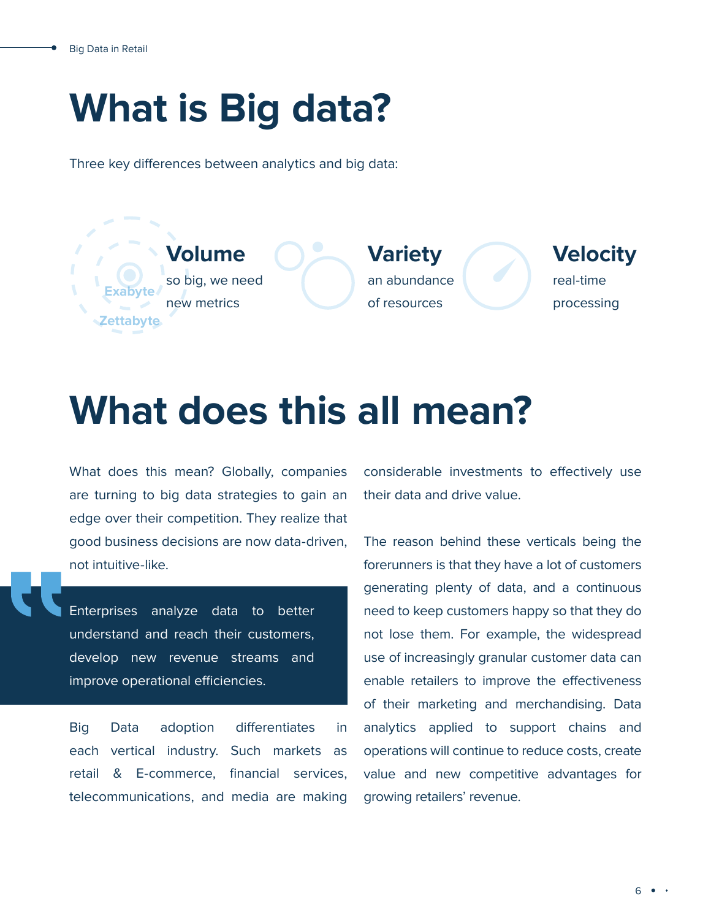# What is Big data?

Three key differences between analytics and big data:

**Volume**
so big, we need new metrics

**Variety**
an abundance of resources

**Velocity**
real-time processing

# What does this all mean?

What does this mean? Globally, companies are turning to big data strategies to gain an edge over their competition. They realize that good business decisions are now data-driven, not intuitive-like.

> Enterprises analyze data to better understand and reach their customers, develop new revenue streams and improve operational efficiencies.

Big Data adoption differentiates in each vertical industry. Such markets as retail & E-commerce, financial services, telecommunications, and media are making considerable investments to effectively use their data and drive value.

The reason behind these verticals being the forerunners is that they have a lot of customers generating plenty of data, and a continuous need to keep customers happy so that they do not lose them. For example, the widespread use of increasingly granular customer data can enable retailers to improve the effectiveness of their marketing and merchandising. Data analytics applied to support chains and operations will continue to reduce costs, create value and new competitive advantages for growing retailers' revenue.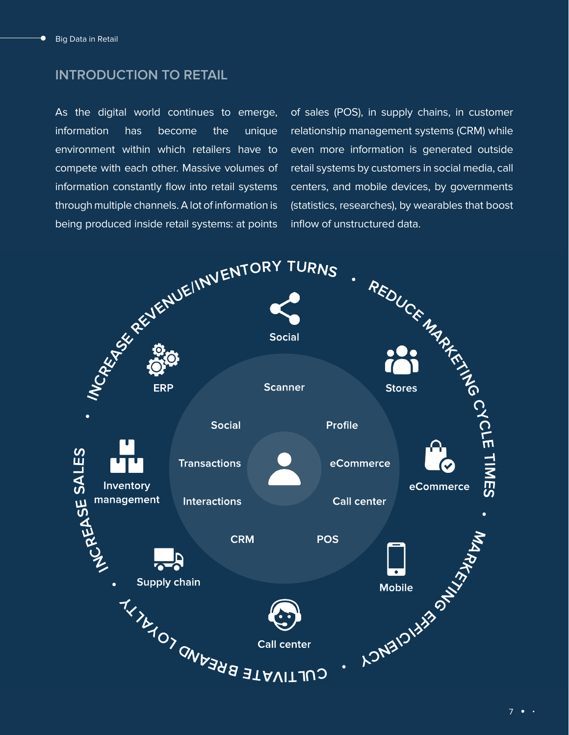## INTRODUCTION TO RETAIL

As the digital world continues to emerge, information has become the unique environment within which retailers have to compete with each other. Massive volumes of information constantly flow into retail systems through multiple channels. A lot of information is being produced inside retail systems: at points of sales (POS), in supply chains, in customer relationship management systems (CRM) while even more information is generated outside retail systems by customers in social media, call centers, and mobile devices, by governments (statistics, researches), by wearables that boost inflow of unstructured data.

INCREASE REVENUE/INVENTORY TURNS • REDUCE MARKETING CYCLE TIMES • MARKETING EFFICIENCY • CULTIVATE BRAND LOYALTY • INCREASE SALES

Social, Stores, eCommerce, Mobile, Call center, Supply chain, Inventory management, ERP

Scanner, Profile, eCommerce, Call center, POS, CRM, Interactions, Transactions, Social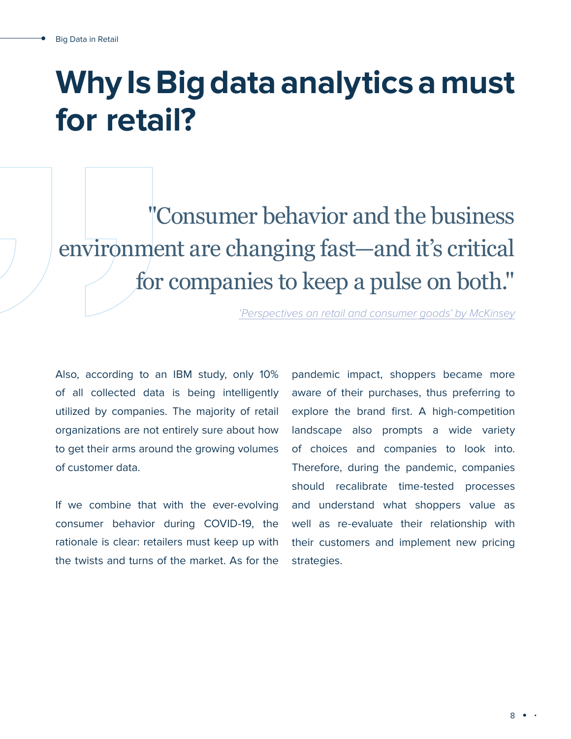# Why Is Big data analytics a must for retail?

> "Consumer behavior and the business environment are changing fast—and it's critical for companies to keep a pulse on both."
>
> *'Perspectives on retail and consumer goods' by McKinsey*

Also, according to an IBM study, only 10% of all collected data is being intelligently utilized by companies. The majority of retail organizations are not entirely sure about how to get their arms around the growing volumes of customer data.

If we combine that with the ever-evolving consumer behavior during COVID-19, the rationale is clear: retailers must keep up with the twists and turns of the market. As for the pandemic impact, shoppers became more aware of their purchases, thus preferring to explore the brand first. A high-competition landscape also prompts a wide variety of choices and companies to look into. Therefore, during the pandemic, companies should recalibrate time-tested processes and understand what shoppers value as well as re-evaluate their relationship with their customers and implement new pricing strategies.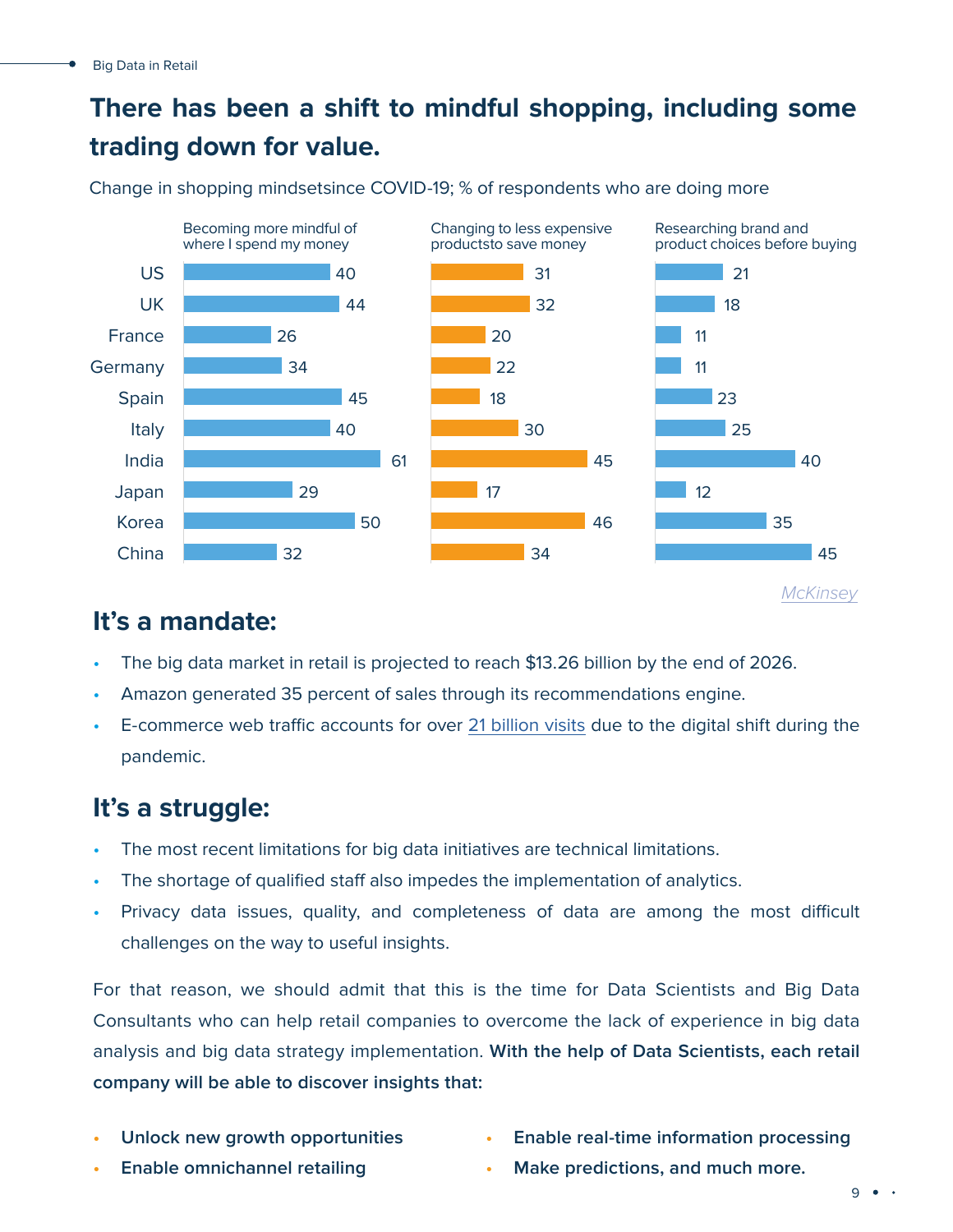## There has been a shift to mindful shopping, including some trading down for value.

Change in shopping mindsetsince COVID-19; % of respondents who are doing more

| | Becoming more mindful of where I spend my money | Changing to less expensive productsto save money | Researching brand and product choices before buying |
|---|---|---|---|
| US | 40 | 31 | 21 |
| UK | 44 | 32 | 18 |
| France | 26 | 20 | 11 |
| Germany | 34 | 22 | 11 |
| Spain | 45 | 18 | 23 |
| Italy | 40 | 30 | 25 |
| India | 61 | 45 | 40 |
| Japan | 29 | 17 | 12 |
| Korea | 50 | 46 | 35 |
| China | 32 | 34 | 45 |

McKinsey

## It's a mandate:

- The big data market in retail is projected to reach $13.26 billion by the end of 2026.
- Amazon generated 35 percent of sales through its recommendations engine.
- E-commerce web traffic accounts for over 21 billion visits due to the digital shift during the pandemic.

## It's a struggle:

- The most recent limitations for big data initiatives are technical limitations.
- The shortage of qualified staff also impedes the implementation of analytics.
- Privacy data issues, quality, and completeness of data are among the most difficult challenges on the way to useful insights.

For that reason, we should admit that this is the time for Data Scientists and Big Data Consultants who can help retail companies to overcome the lack of experience in big data analysis and big data strategy implementation. **With the help of Data Scientists, each retail company will be able to discover insights that:**

- **Unlock new growth opportunities**
- **Enable omnichannel retailing**
- **Enable real-time information processing**
- **Make predictions, and much more.**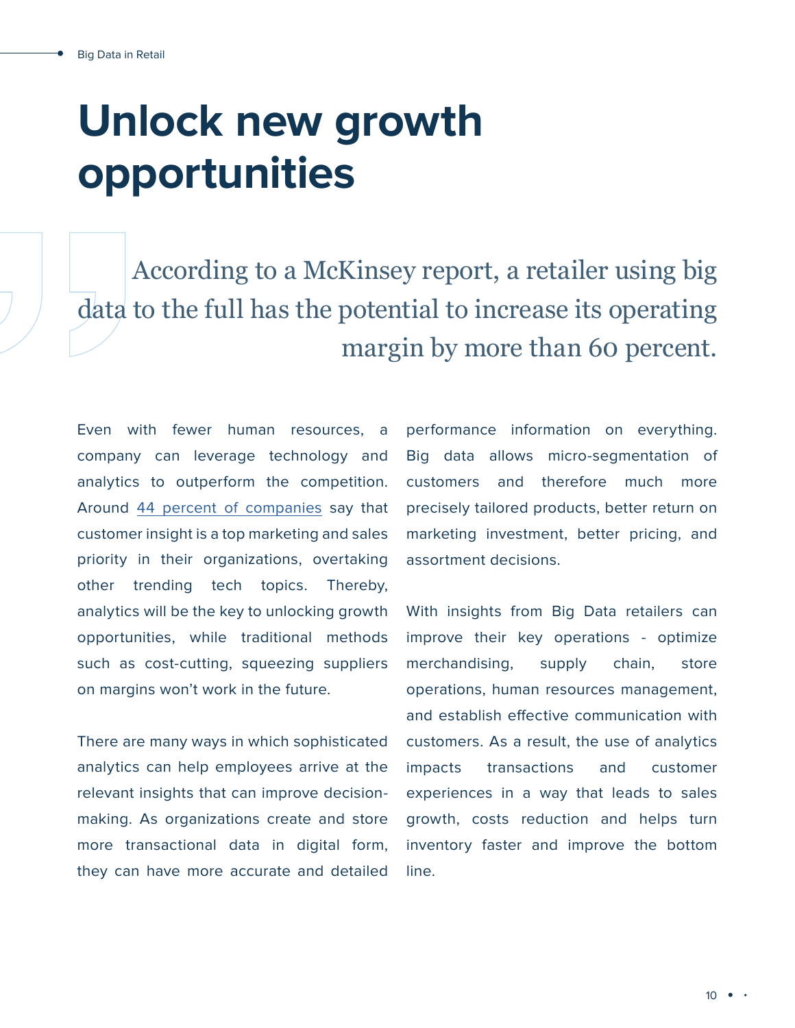# Unlock new growth opportunities

> According to a McKinsey report, a retailer using big data to the full has the potential to increase its operating margin by more than 60 percent.

Even with fewer human resources, a company can leverage technology and analytics to outperform the competition. Around 44 percent of companies say that customer insight is a top marketing and sales priority in their organizations, overtaking other trending tech topics. Thereby, analytics will be the key to unlocking growth opportunities, while traditional methods such as cost-cutting, squeezing suppliers on margins won't work in the future.

There are many ways in which sophisticated analytics can help employees arrive at the relevant insights that can improve decision-making. As organizations create and store more transactional data in digital form, they can have more accurate and detailed performance information on everything. Big data allows micro-segmentation of customers and therefore much more precisely tailored products, better return on marketing investment, better pricing, and assortment decisions.

With insights from Big Data retailers can improve their key operations - optimize merchandising, supply chain, store operations, human resources management, and establish effective communication with customers. As a result, the use of analytics impacts transactions and customer experiences in a way that leads to sales growth, costs reduction and helps turn inventory faster and improve the bottom line.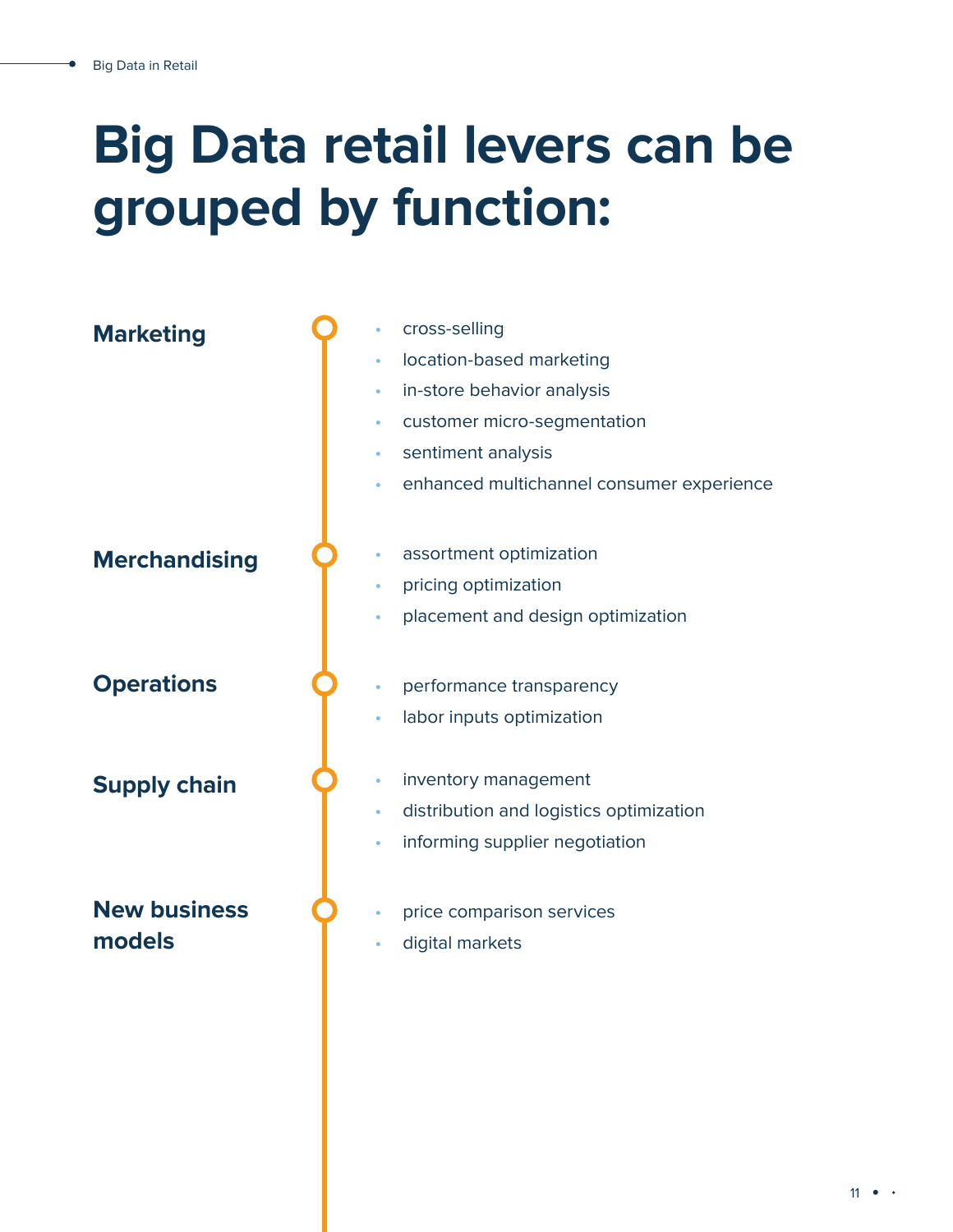# Big Data retail levers can be grouped by function:

**Marketing**

- cross-selling
- location-based marketing
- in-store behavior analysis
- customer micro-segmentation
- sentiment analysis
- enhanced multichannel consumer experience

**Merchandising**

- assortment optimization
- pricing optimization
- placement and design optimization

**Operations**

- performance transparency
- labor inputs optimization

**Supply chain**

- inventory management
- distribution and logistics optimization
- informing supplier negotiation

**New business models**

- price comparison services
- digital markets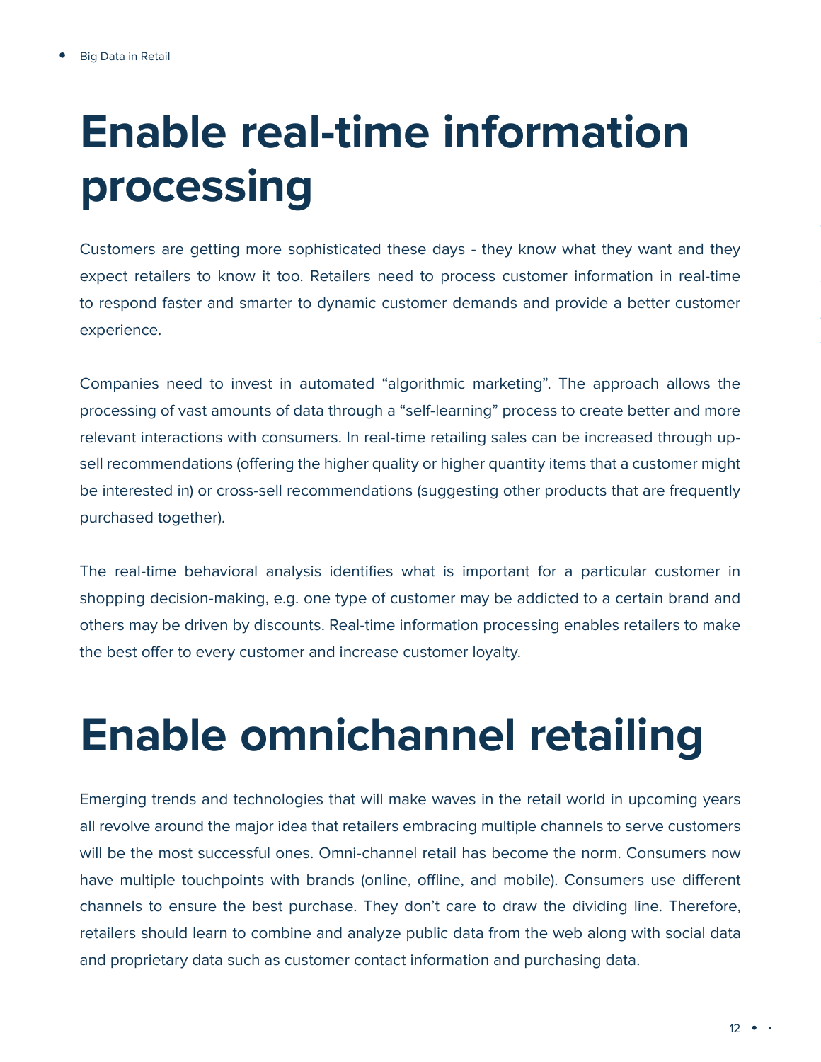# Enable real-time information processing

Customers are getting more sophisticated these days - they know what they want and they expect retailers to know it too. Retailers need to process customer information in real-time to respond faster and smarter to dynamic customer demands and provide a better customer experience.

Companies need to invest in automated "algorithmic marketing". The approach allows the processing of vast amounts of data through a "self-learning" process to create better and more relevant interactions with consumers. In real-time retailing sales can be increased through up-sell recommendations (offering the higher quality or higher quantity items that a customer might be interested in) or cross-sell recommendations (suggesting other products that are frequently purchased together).

The real-time behavioral analysis identifies what is important for a particular customer in shopping decision-making, e.g. one type of customer may be addicted to a certain brand and others may be driven by discounts. Real-time information processing enables retailers to make the best offer to every customer and increase customer loyalty.

# Enable omnichannel retailing

Emerging trends and technologies that will make waves in the retail world in upcoming years all revolve around the major idea that retailers embracing multiple channels to serve customers will be the most successful ones. Omni-channel retail has become the norm. Consumers now have multiple touchpoints with brands (online, offline, and mobile). Consumers use different channels to ensure the best purchase. They don't care to draw the dividing line. Therefore, retailers should learn to combine and analyze public data from the web along with social data and proprietary data such as customer contact information and purchasing data.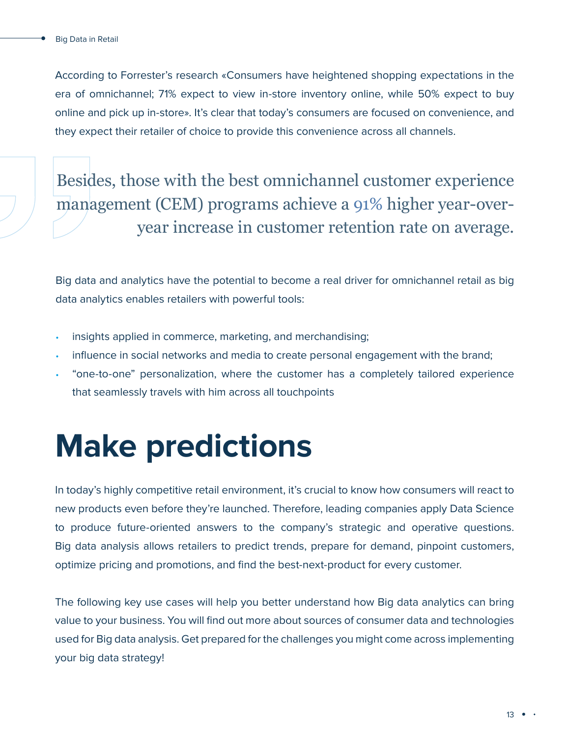According to Forrester's research «Consumers have heightened shopping expectations in the era of omnichannel; 71% expect to view in-store inventory online, while 50% expect to buy online and pick up in-store». It's clear that today's consumers are focused on convenience, and they expect their retailer of choice to provide this convenience across all channels.

> Besides, those with the best omnichannel customer experience management (CEM) programs achieve a 91% higher year-over-year increase in customer retention rate on average.

Big data and analytics have the potential to become a real driver for omnichannel retail as big data analytics enables retailers with powerful tools:

- insights applied in commerce, marketing, and merchandising;
- influence in social networks and media to create personal engagement with the brand;
- "one-to-one" personalization, where the customer has a completely tailored experience that seamlessly travels with him across all touchpoints

# Make predictions

In today's highly competitive retail environment, it's crucial to know how consumers will react to new products even before they're launched. Therefore, leading companies apply Data Science to produce future-oriented answers to the company's strategic and operative questions. Big data analysis allows retailers to predict trends, prepare for demand, pinpoint customers, optimize pricing and promotions, and find the best-next-product for every customer.

The following key use cases will help you better understand how Big data analytics can bring value to your business. You will find out more about sources of consumer data and technologies used for Big data analysis. Get prepared for the challenges you might come across implementing your big data strategy!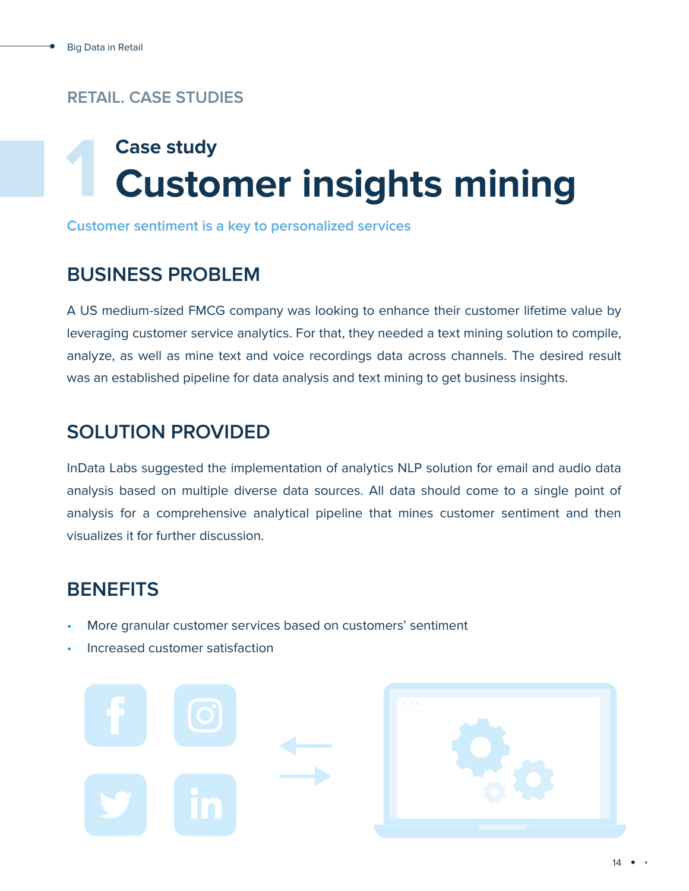RETAIL. CASE STUDIES

# 1 Case study
# Customer insights mining

Customer sentiment is a key to personalized services

## BUSINESS PROBLEM

A US medium-sized FMCG company was looking to enhance their customer lifetime value by leveraging customer service analytics. For that, they needed a text mining solution to compile, analyze, as well as mine text and voice recordings data across channels. The desired result was an established pipeline for data analysis and text mining to get business insights.

## SOLUTION PROVIDED

InData Labs suggested the implementation of analytics NLP solution for email and audio data analysis based on multiple diverse data sources. All data should come to a single point of analysis for a comprehensive analytical pipeline that mines customer sentiment and then visualizes it for further discussion.

## BENEFITS

- More granular customer services based on customers' sentiment
- Increased customer satisfaction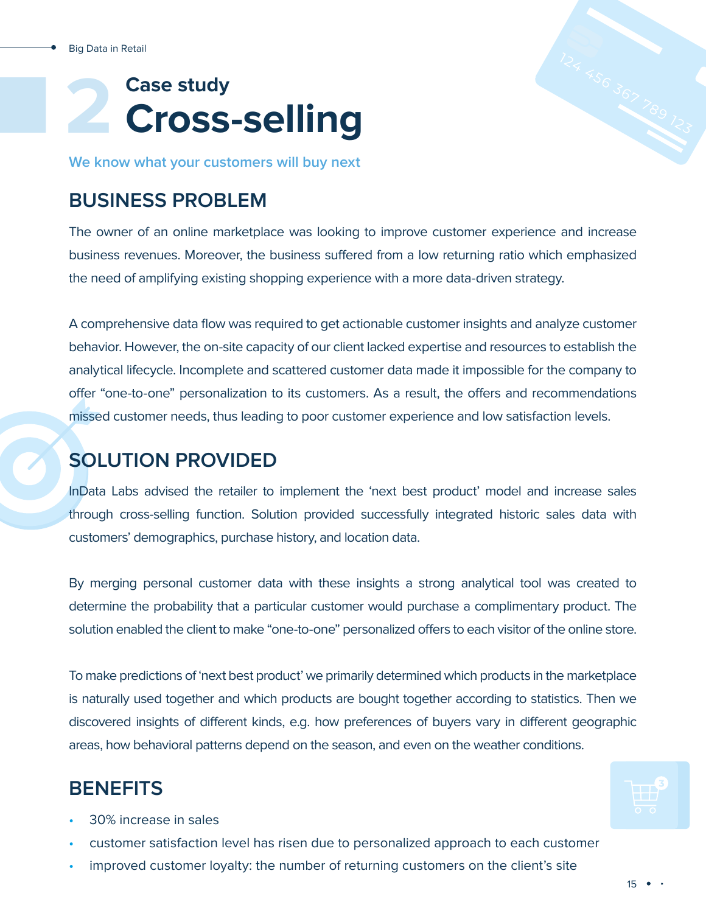# 2 Case study Cross-selling

We know what your customers will buy next

## BUSINESS PROBLEM

The owner of an online marketplace was looking to improve customer experience and increase business revenues. Moreover, the business suffered from a low returning ratio which emphasized the need of amplifying existing shopping experience with a more data-driven strategy.

A comprehensive data flow was required to get actionable customer insights and analyze customer behavior. However, the on-site capacity of our client lacked expertise and resources to establish the analytical lifecycle. Incomplete and scattered customer data made it impossible for the company to offer "one-to-one" personalization to its customers. As a result, the offers and recommendations missed customer needs, thus leading to poor customer experience and low satisfaction levels.

## SOLUTION PROVIDED

InData Labs advised the retailer to implement the 'next best product' model and increase sales through cross-selling function. Solution provided successfully integrated historic sales data with customers' demographics, purchase history, and location data.

By merging personal customer data with these insights a strong analytical tool was created to determine the probability that a particular customer would purchase a complimentary product. The solution enabled the client to make "one-to-one" personalized offers to each visitor of the online store.

To make predictions of 'next best product' we primarily determined which products in the marketplace is naturally used together and which products are bought together according to statistics. Then we discovered insights of different kinds, e.g. how preferences of buyers vary in different geographic areas, how behavioral patterns depend on the season, and even on the weather conditions.

## BENEFITS

- 30% increase in sales
- customer satisfaction level has risen due to personalized approach to each customer
- improved customer loyalty: the number of returning customers on the client's site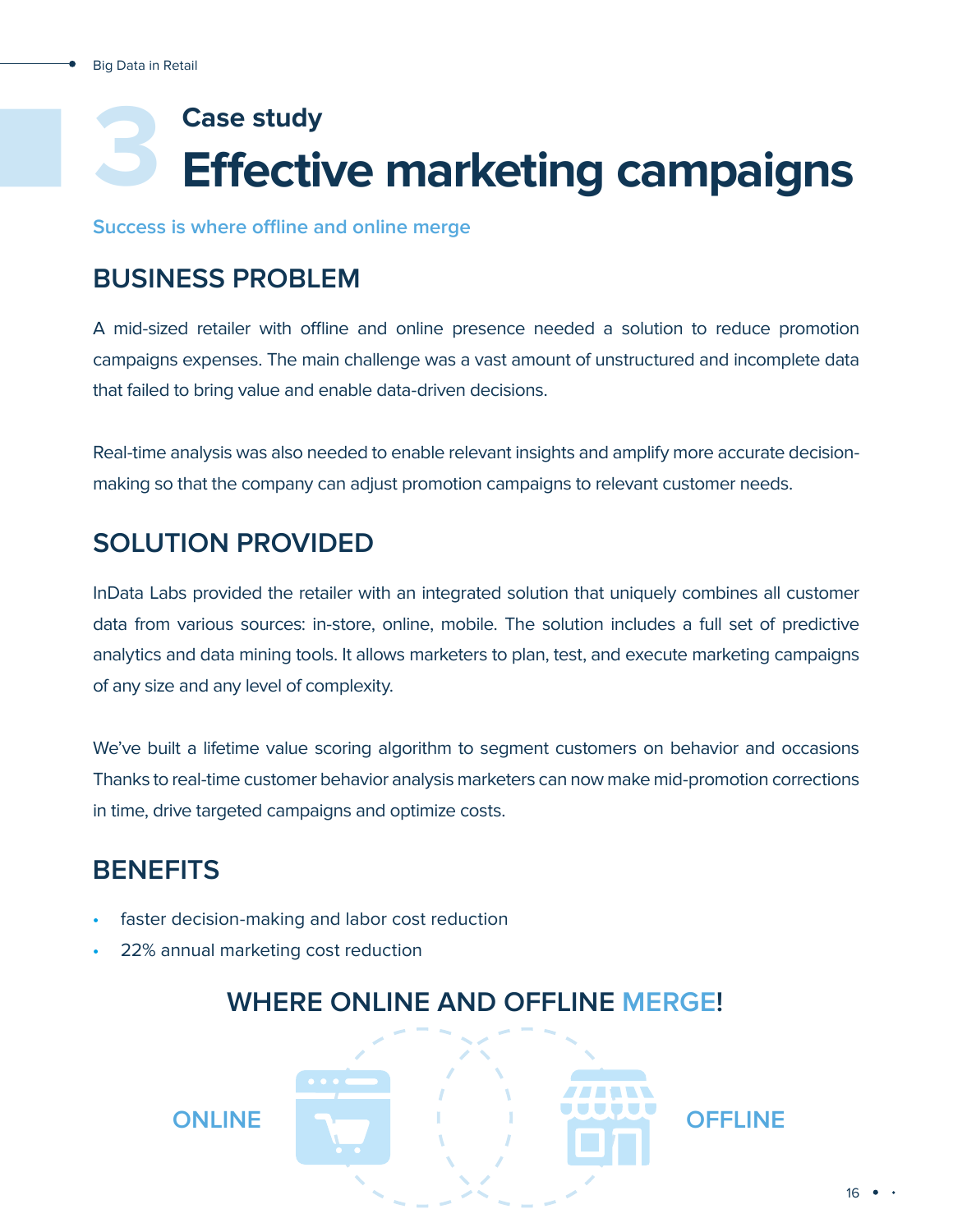# 3 Case study

# Effective marketing campaigns

Success is where offline and online merge

## BUSINESS PROBLEM

A mid-sized retailer with offline and online presence needed a solution to reduce promotion campaigns expenses. The main challenge was a vast amount of unstructured and incomplete data that failed to bring value and enable data-driven decisions.

Real-time analysis was also needed to enable relevant insights and amplify more accurate decision-making so that the company can adjust promotion campaigns to relevant customer needs.

## SOLUTION PROVIDED

InData Labs provided the retailer with an integrated solution that uniquely combines all customer data from various sources: in-store, online, mobile. The solution includes a full set of predictive analytics and data mining tools. It allows marketers to plan, test, and execute marketing campaigns of any size and any level of complexity.

We've built a lifetime value scoring algorithm to segment customers on behavior and occasions Thanks to real-time customer behavior analysis marketers can now make mid-promotion corrections in time, drive targeted campaigns and optimize costs.

## BENEFITS

- faster decision-making and labor cost reduction
- 22% annual marketing cost reduction

**WHERE ONLINE AND OFFLINE MERGE!**

ONLINE

OFFLINE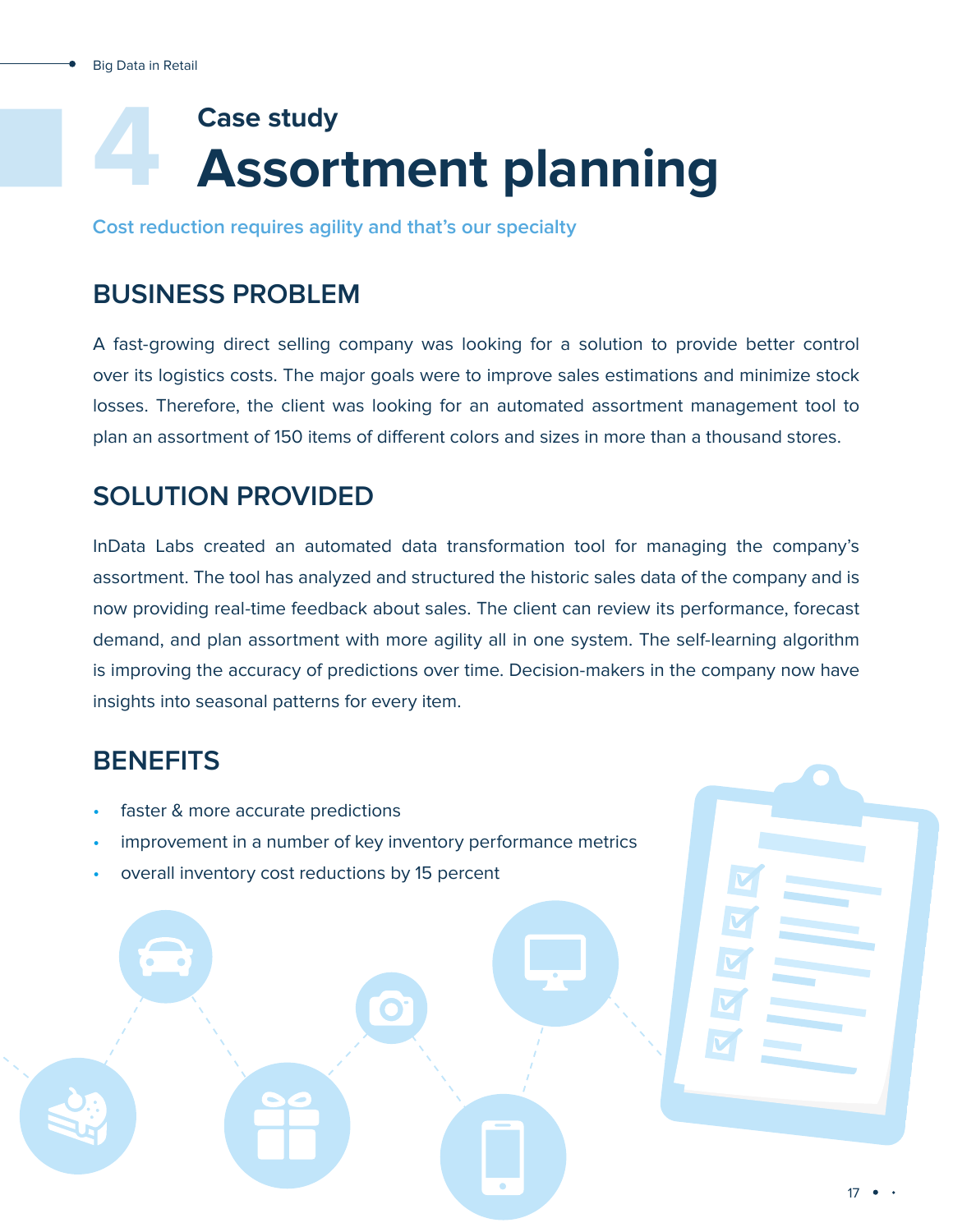# 4 Case study

# Assortment planning

Cost reduction requires agility and that's our specialty

## BUSINESS PROBLEM

A fast-growing direct selling company was looking for a solution to provide better control over its logistics costs. The major goals were to improve sales estimations and minimize stock losses. Therefore, the client was looking for an automated assortment management tool to plan an assortment of 150 items of different colors and sizes in more than a thousand stores.

## SOLUTION PROVIDED

InData Labs created an automated data transformation tool for managing the company's assortment. The tool has analyzed and structured the historic sales data of the company and is now providing real-time feedback about sales. The client can review its performance, forecast demand, and plan assortment with more agility all in one system. The self-learning algorithm is improving the accuracy of predictions over time. Decision-makers in the company now have insights into seasonal patterns for every item.

## BENEFITS

- faster & more accurate predictions
- improvement in a number of key inventory performance metrics
- overall inventory cost reductions by 15 percent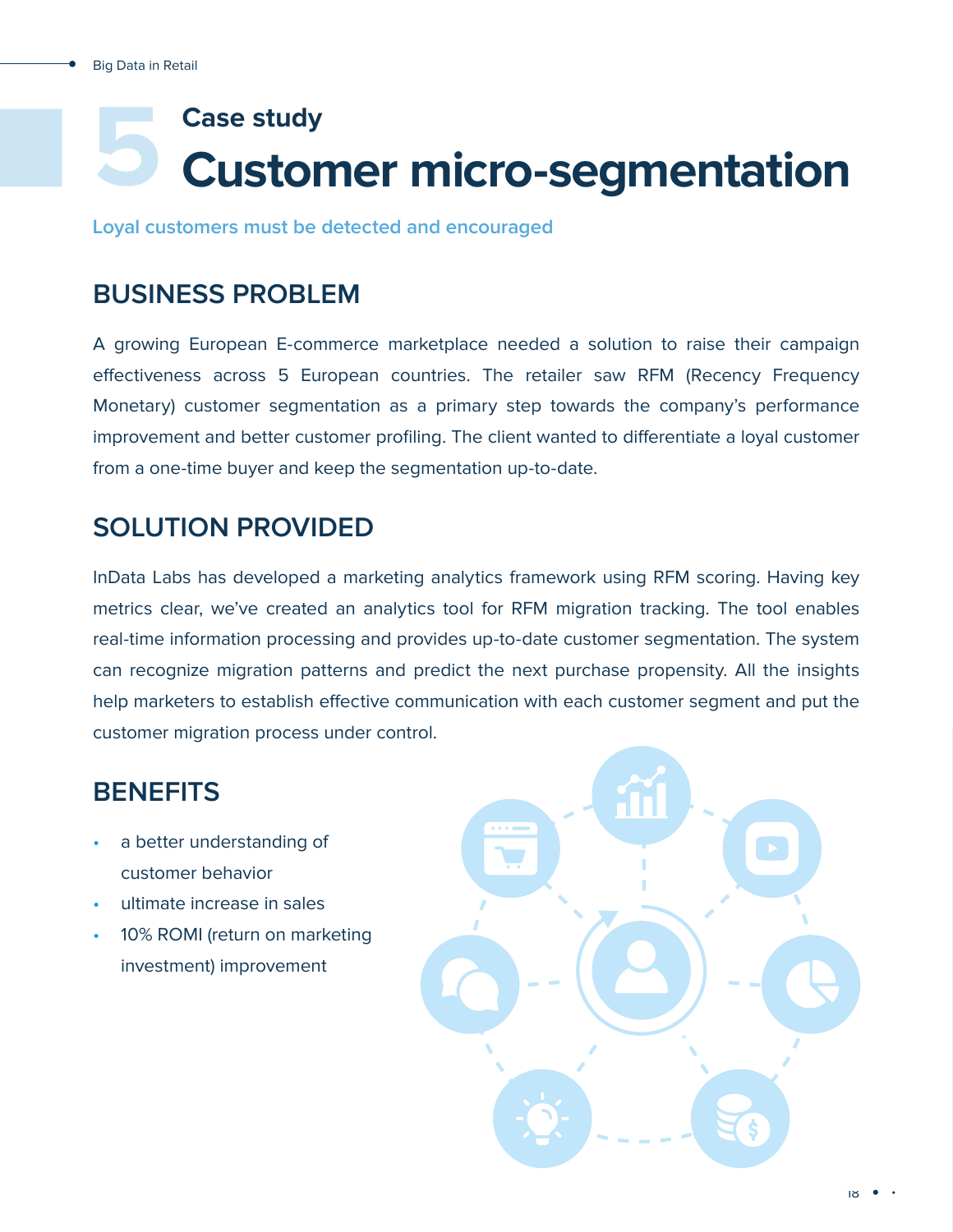# 5 Case study
# Customer micro-segmentation

Loyal customers must be detected and encouraged

## BUSINESS PROBLEM

A growing European E-commerce marketplace needed a solution to raise their campaign effectiveness across 5 European countries. The retailer saw RFM (Recency Frequency Monetary) customer segmentation as a primary step towards the company's performance improvement and better customer profiling. The client wanted to differentiate a loyal customer from a one-time buyer and keep the segmentation up-to-date.

## SOLUTION PROVIDED

InData Labs has developed a marketing analytics framework using RFM scoring. Having key metrics clear, we've created an analytics tool for RFM migration tracking. The tool enables real-time information processing and provides up-to-date customer segmentation. The system can recognize migration patterns and predict the next purchase propensity. All the insights help marketers to establish effective communication with each customer segment and put the customer migration process under control.

## BENEFITS

- a better understanding of customer behavior
- ultimate increase in sales
- 10% ROMI (return on marketing investment) improvement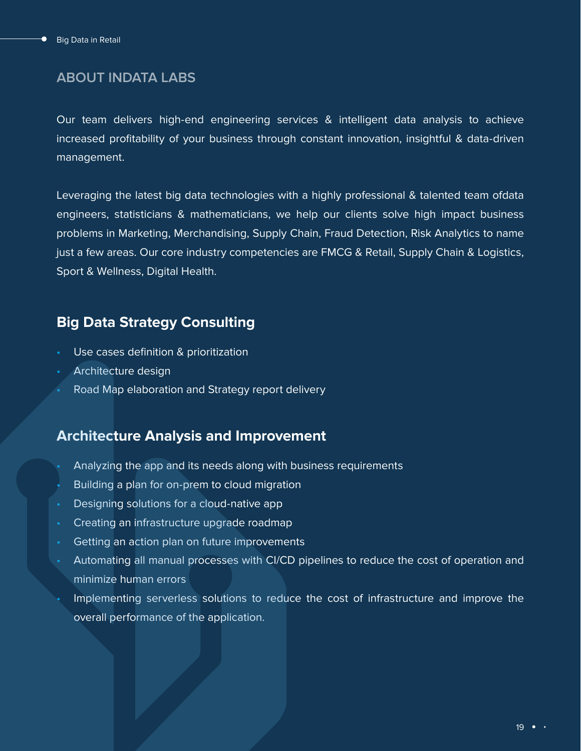## ABOUT INDATA LABS

Our team delivers high-end engineering services & intelligent data analysis to achieve increased profitability of your business through constant innovation, insightful & data-driven management.

Leveraging the latest big data technologies with a highly professional & talented team ofdata engineers, statisticians & mathematicians, we help our clients solve high impact business problems in Marketing, Merchandising, Supply Chain, Fraud Detection, Risk Analytics to name just a few areas. Our core industry competencies are FMCG & Retail, Supply Chain & Logistics, Sport & Wellness, Digital Health.

### Big Data Strategy Consulting

- Use cases definition & prioritization
- Architecture design
- Road Map elaboration and Strategy report delivery

### Architecture Analysis and Improvement

- Analyzing the app and its needs along with business requirements
- Building a plan for on-prem to cloud migration
- Designing solutions for a cloud-native app
- Creating an infrastructure upgrade roadmap
- Getting an action plan on future improvements
- Automating all manual processes with CI/CD pipelines to reduce the cost of operation and minimize human errors
- Implementing serverless solutions to reduce the cost of infrastructure and improve the overall performance of the application.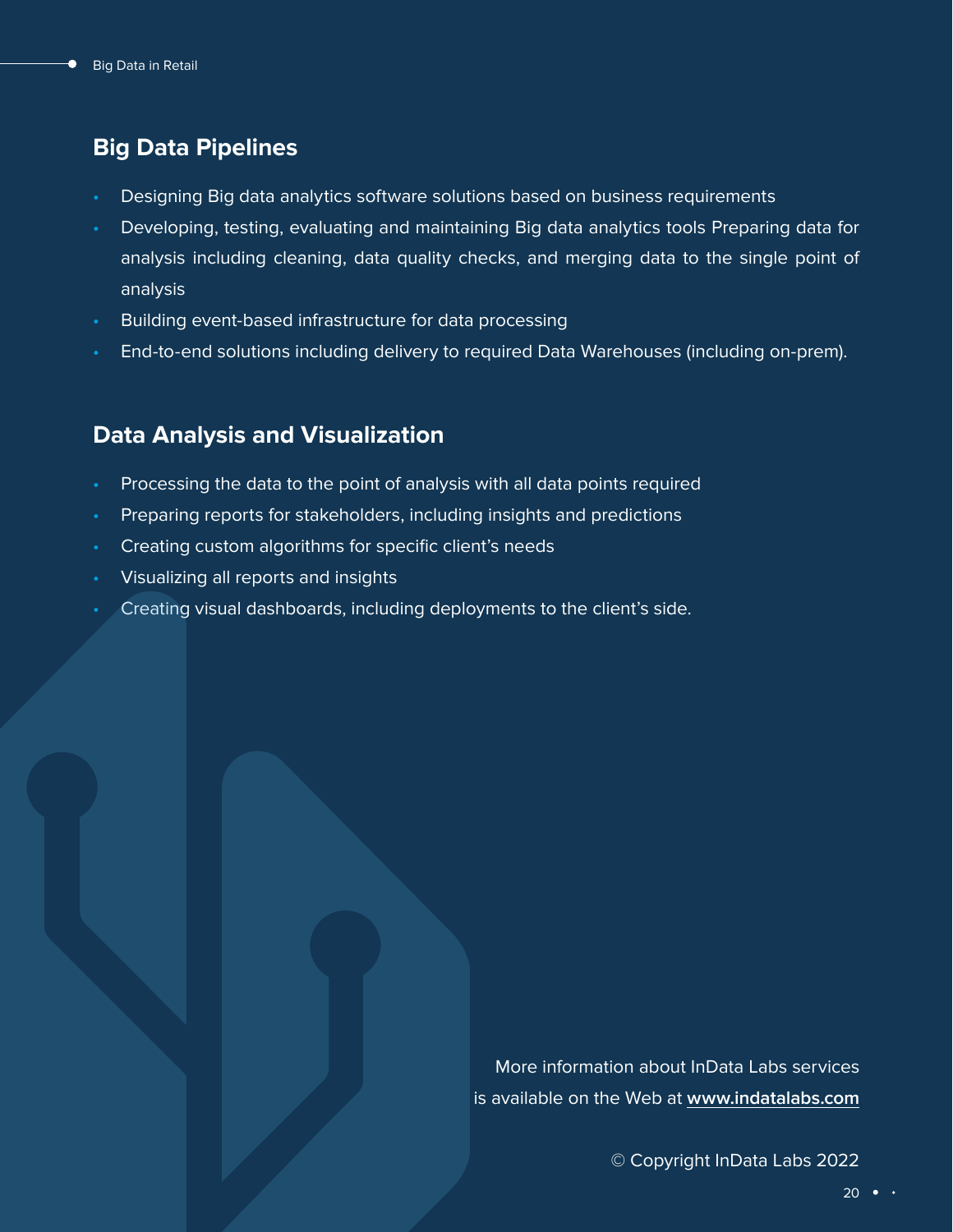## Big Data Pipelines

- Designing Big data analytics software solutions based on business requirements
- Developing, testing, evaluating and maintaining Big data analytics tools Preparing data for analysis including cleaning, data quality checks, and merging data to the single point of analysis
- Building event-based infrastructure for data processing
- End-to-end solutions including delivery to required Data Warehouses (including on-prem).

## Data Analysis and Visualization

- Processing the data to the point of analysis with all data points required
- Preparing reports for stakeholders, including insights and predictions
- Creating custom algorithms for specific client's needs
- Visualizing all reports and insights
- Creating visual dashboards, including deployments to the client's side.

More information about InData Labs services is available on the Web at **www.indatalabs.com**

© Copyright InData Labs 2022